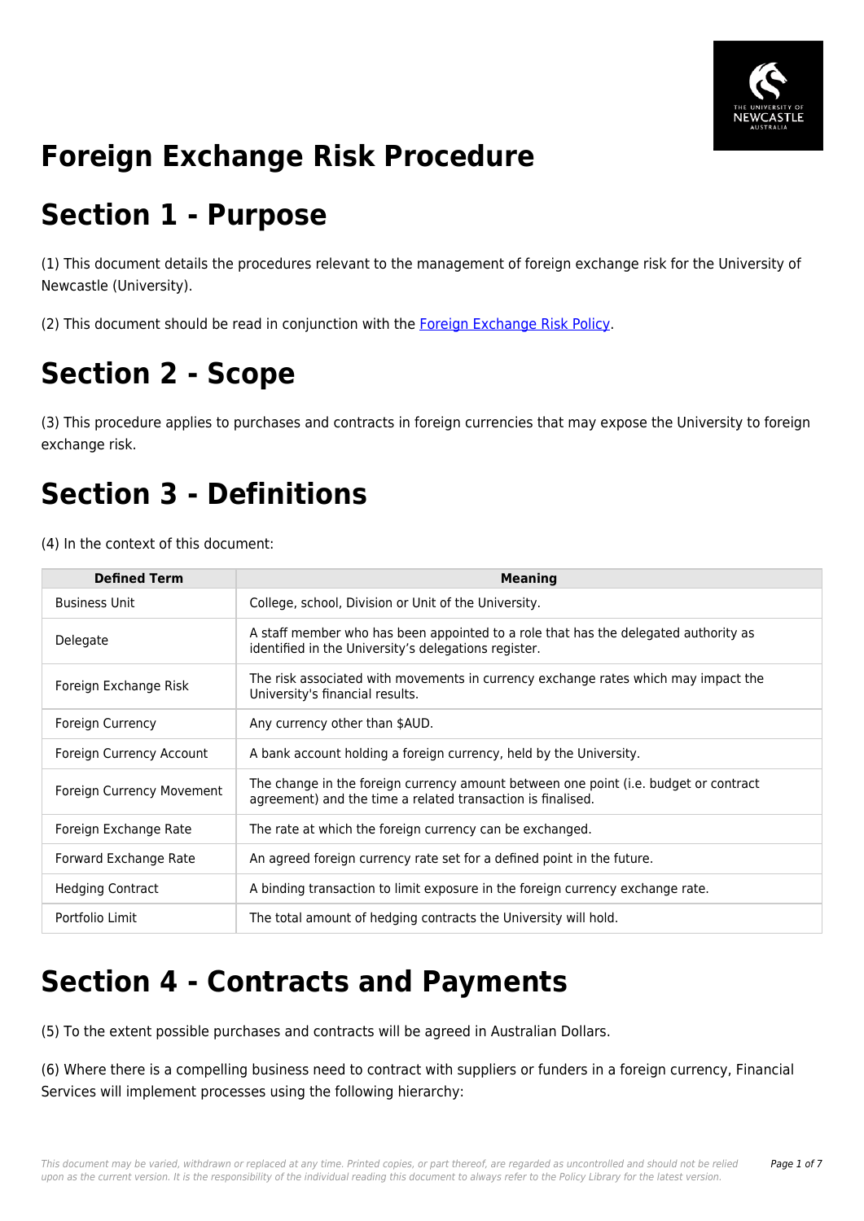# Foreign Exchange Risk Procedure

# Section 1 - Purpose

(1) This document details the procedures relevant to the management of foreign exchange risk for the University of Newcastle (University).

(2) This document should be read in conjunction with the Foreign Exchange Risk Policy.

# Section 2 - Scope

(3) This procedure applies to purchases and contracts in foreign currencies that may expose the University to foreign exchange risk.

# Section 3 - Definitions

(4) In the context of this document:

| Defined Term | Meaning |
| --- | --- |
| Business Unit | College, school, Division or Unit of the University. |
| Delegate | A staff member who has been appointed to a role that has the delegated authority as identified in the University's delegations register. |
| Foreign Exchange Risk | The risk associated with movements in currency exchange rates which may impact the University's financial results. |
| Foreign Currency | Any currency other than $AUD. |
| Foreign Currency Account | A bank account holding a foreign currency, held by the University. |
| Foreign Currency Movement | The change in the foreign currency amount between one point (i.e. budget or contract agreement) and the time a related transaction is finalised. |
| Foreign Exchange Rate | The rate at which the foreign currency can be exchanged. |
| Forward Exchange Rate | An agreed foreign currency rate set for a defined point in the future. |
| Hedging Contract | A binding transaction to limit exposure in the foreign currency exchange rate. |
| Portfolio Limit | The total amount of hedging contracts the University will hold. |

# Section 4 - Contracts and Payments

(5) To the extent possible purchases and contracts will be agreed in Australian Dollars.

(6) Where there is a compelling business need to contract with suppliers or funders in a foreign currency, Financial Services will implement processes using the following hierarchy: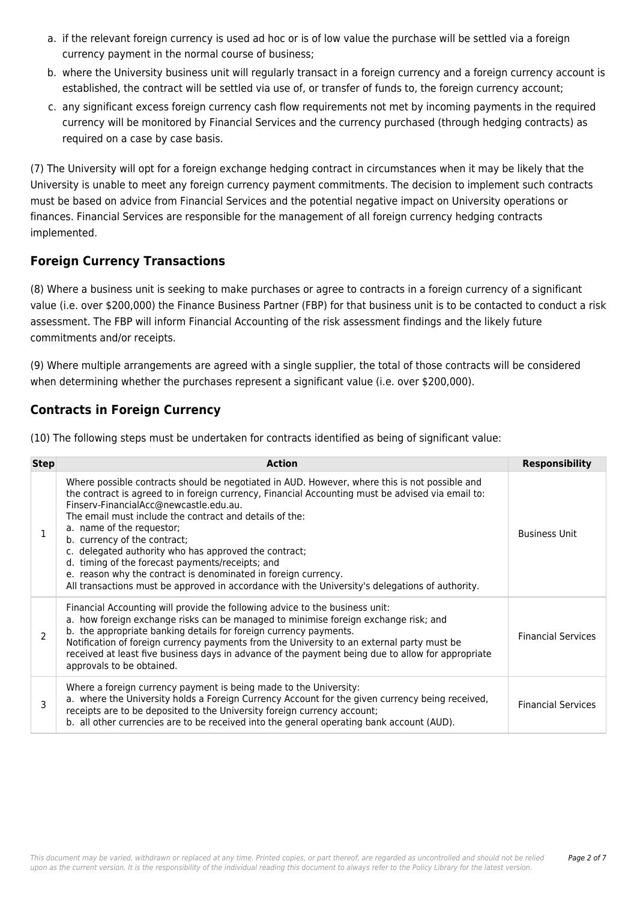a. if the relevant foreign currency is used ad hoc or is of low value the purchase will be settled via a foreign currency payment in the normal course of business;
b. where the University business unit will regularly transact in a foreign currency and a foreign currency account is established, the contract will be settled via use of, or transfer of funds to, the foreign currency account;
c. any significant excess foreign currency cash flow requirements not met by incoming payments in the required currency will be monitored by Financial Services and the currency purchased (through hedging contracts) as required on a case by case basis.

(7) The University will opt for a foreign exchange hedging contract in circumstances when it may be likely that the University is unable to meet any foreign currency payment commitments. The decision to implement such contracts must be based on advice from Financial Services and the potential negative impact on University operations or finances. Financial Services are responsible for the management of all foreign currency hedging contracts implemented.

## Foreign Currency Transactions

(8) Where a business unit is seeking to make purchases or agree to contracts in a foreign currency of a significant value (i.e. over $200,000) the Finance Business Partner (FBP) for that business unit is to be contacted to conduct a risk assessment. The FBP will inform Financial Accounting of the risk assessment findings and the likely future commitments and/or receipts.

(9) Where multiple arrangements are agreed with a single supplier, the total of those contracts will be considered when determining whether the purchases represent a significant value (i.e. over $200,000).

## Contracts in Foreign Currency

(10) The following steps must be undertaken for contracts identified as being of significant value:

| Step | Action | Responsibility |
|---|---|---|
| 1 | Where possible contracts should be negotiated in AUD. However, where this is not possible and the contract is agreed to in foreign currency, Financial Accounting must be advised via email to: Finserv-FinancialAcc@newcastle.edu.au.<br>The email must include the contract and details of the:<br>a. name of the requestor;<br>b. currency of the contract;<br>c. delegated authority who has approved the contract;<br>d. timing of the forecast payments/receipts; and<br>e. reason why the contract is denominated in foreign currency.<br>All transactions must be approved in accordance with the University's delegations of authority. | Business Unit |
| 2 | Financial Accounting will provide the following advice to the business unit:<br>a. how foreign exchange risks can be managed to minimise foreign exchange risk; and<br>b. the appropriate banking details for foreign currency payments.<br>Notification of foreign currency payments from the University to an external party must be received at least five business days in advance of the payment being due to allow for appropriate approvals to be obtained. | Financial Services |
| 3 | Where a foreign currency payment is being made to the University:<br>a. where the University holds a Foreign Currency Account for the given currency being received, receipts are to be deposited to the University foreign currency account;<br>b. all other currencies are to be received into the general operating bank account (AUD). | Financial Services |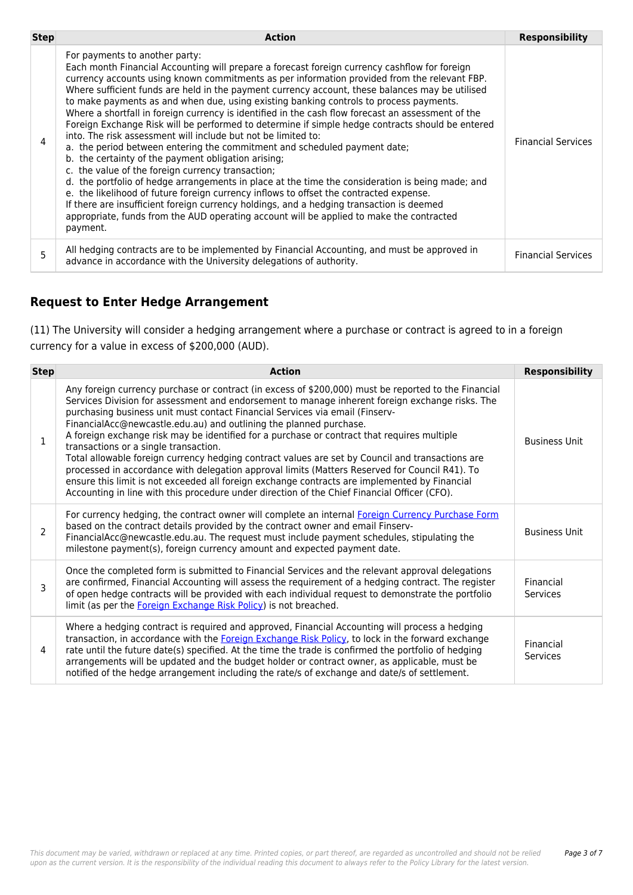| Step | Action | Responsibility |
|---|---|---|
| 4 | For payments to another party:<br>Each month Financial Accounting will prepare a forecast foreign currency cashflow for foreign currency accounts using known commitments as per information provided from the relevant FBP. Where sufficient funds are held in the payment currency account, these balances may be utilised to make payments as and when due, using existing banking controls to process payments.<br>Where a shortfall in foreign currency is identified in the cash flow forecast an assessment of the Foreign Exchange Risk will be performed to determine if simple hedge contracts should be entered into. The risk assessment will include but not be limited to:<br>a. the period between entering the commitment and scheduled payment date;<br>b. the certainty of the payment obligation arising;<br>c. the value of the foreign currency transaction;<br>d. the portfolio of hedge arrangements in place at the time the consideration is being made; and<br>e. the likelihood of future foreign currency inflows to offset the contracted expense.<br>If there are insufficient foreign currency holdings, and a hedging transaction is deemed appropriate, funds from the AUD operating account will be applied to make the contracted payment. | Financial Services |
| 5 | All hedging contracts are to be implemented by Financial Accounting, and must be approved in advance in accordance with the University delegations of authority. | Financial Services |

## Request to Enter Hedge Arrangement

(11) The University will consider a hedging arrangement where a purchase or contract is agreed to in a foreign currency for a value in excess of $200,000 (AUD).

| Step | Action | Responsibility |
|---|---|---|
| 1 | Any foreign currency purchase or contract (in excess of $200,000) must be reported to the Financial Services Division for assessment and endorsement to manage inherent foreign exchange risks. The purchasing business unit must contact Financial Services via email (Finserv-FinancialAcc@newcastle.edu.au) and outlining the planned purchase.<br>A foreign exchange risk may be identified for a purchase or contract that requires multiple transactions or a single transaction.<br>Total allowable foreign currency hedging contract values are set by Council and transactions are processed in accordance with delegation approval limits (Matters Reserved for Council R41). To ensure this limit is not exceeded all foreign exchange contracts are implemented by Financial Accounting in line with this procedure under direction of the Chief Financial Officer (CFO). | Business Unit |
| 2 | For currency hedging, the contract owner will complete an internal Foreign Currency Purchase Form based on the contract details provided by the contract owner and email Finserv-FinancialAcc@newcastle.edu.au. The request must include payment schedules, stipulating the milestone payment(s), foreign currency amount and expected payment date. | Business Unit |
| 3 | Once the completed form is submitted to Financial Services and the relevant approval delegations are confirmed, Financial Accounting will assess the requirement of a hedging contract. The register of open hedge contracts will be provided with each individual request to demonstrate the portfolio limit (as per the Foreign Exchange Risk Policy) is not breached. | Financial Services |
| 4 | Where a hedging contract is required and approved, Financial Accounting will process a hedging transaction, in accordance with the Foreign Exchange Risk Policy, to lock in the forward exchange rate until the future date(s) specified. At the time the trade is confirmed the portfolio of hedging arrangements will be updated and the budget holder or contract owner, as applicable, must be notified of the hedge arrangement including the rate/s of exchange and date/s of settlement. | Financial Services |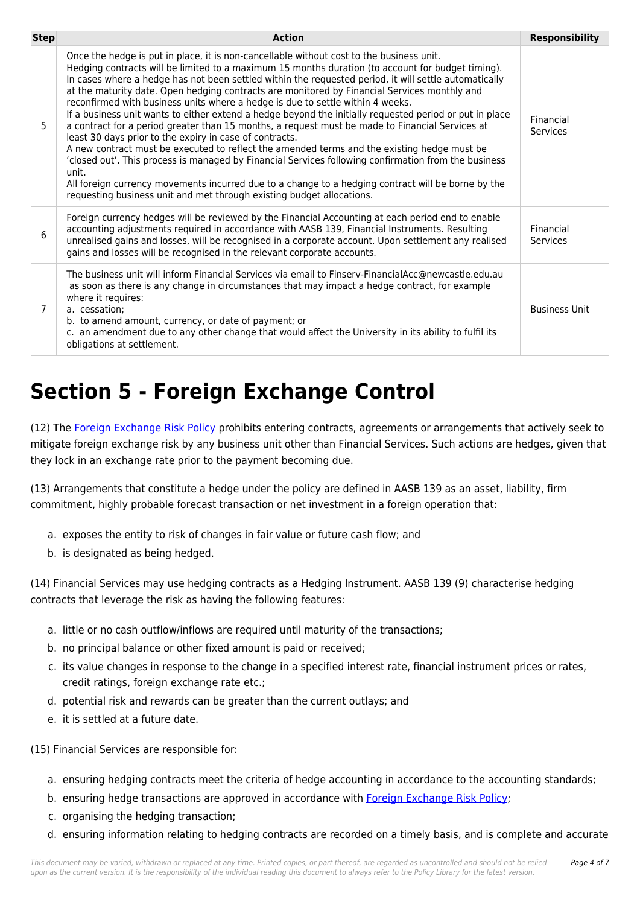| Step | Action | Responsibility |
| --- | --- | --- |
| 5 | Once the hedge is put in place, it is non-cancellable without cost to the business unit.<br>Hedging contracts will be limited to a maximum 15 months duration (to account for budget timing). In cases where a hedge has not been settled within the requested period, it will settle automatically at the maturity date. Open hedging contracts are monitored by Financial Services monthly and reconfirmed with business units where a hedge is due to settle within 4 weeks.<br>If a business unit wants to either extend a hedge beyond the initially requested period or put in place a contract for a period greater than 15 months, a request must be made to Financial Services at least 30 days prior to the expiry in case of contracts.<br>A new contract must be executed to reflect the amended terms and the existing hedge must be 'closed out'. This process is managed by Financial Services following confirmation from the business unit.<br>All foreign currency movements incurred due to a change to a hedging contract will be borne by the requesting business unit and met through existing budget allocations. | Financial Services |
| 6 | Foreign currency hedges will be reviewed by the Financial Accounting at each period end to enable accounting adjustments required in accordance with AASB 139, Financial Instruments. Resulting unrealised gains and losses, will be recognised in a corporate account. Upon settlement any realised gains and losses will be recognised in the relevant corporate accounts. | Financial Services |
| 7 | The business unit will inform Financial Services via email to Finserv-FinancialAcc@newcastle.edu.au as soon as there is any change in circumstances that may impact a hedge contract, for example where it requires:<br>a. cessation;<br>b. to amend amount, currency, or date of payment; or<br>c. an amendment due to any other change that would affect the University in its ability to fulfil its obligations at settlement. | Business Unit |

# Section 5 - Foreign Exchange Control

(12) The Foreign Exchange Risk Policy prohibits entering contracts, agreements or arrangements that actively seek to mitigate foreign exchange risk by any business unit other than Financial Services. Such actions are hedges, given that they lock in an exchange rate prior to the payment becoming due.

(13) Arrangements that constitute a hedge under the policy are defined in AASB 139 as an asset, liability, firm commitment, highly probable forecast transaction or net investment in a foreign operation that:

a. exposes the entity to risk of changes in fair value or future cash flow; and
b. is designated as being hedged.

(14) Financial Services may use hedging contracts as a Hedging Instrument. AASB 139 (9) characterise hedging contracts that leverage the risk as having the following features:

a. little or no cash outflow/inflows are required until maturity of the transactions;
b. no principal balance or other fixed amount is paid or received;
c. its value changes in response to the change in a specified interest rate, financial instrument prices or rates, credit ratings, foreign exchange rate etc.;
d. potential risk and rewards can be greater than the current outlays; and
e. it is settled at a future date.

(15) Financial Services are responsible for:

a. ensuring hedging contracts meet the criteria of hedge accounting in accordance to the accounting standards;
b. ensuring hedge transactions are approved in accordance with Foreign Exchange Risk Policy;
c. organising the hedging transaction;
d. ensuring information relating to hedging contracts are recorded on a timely basis, and is complete and accurate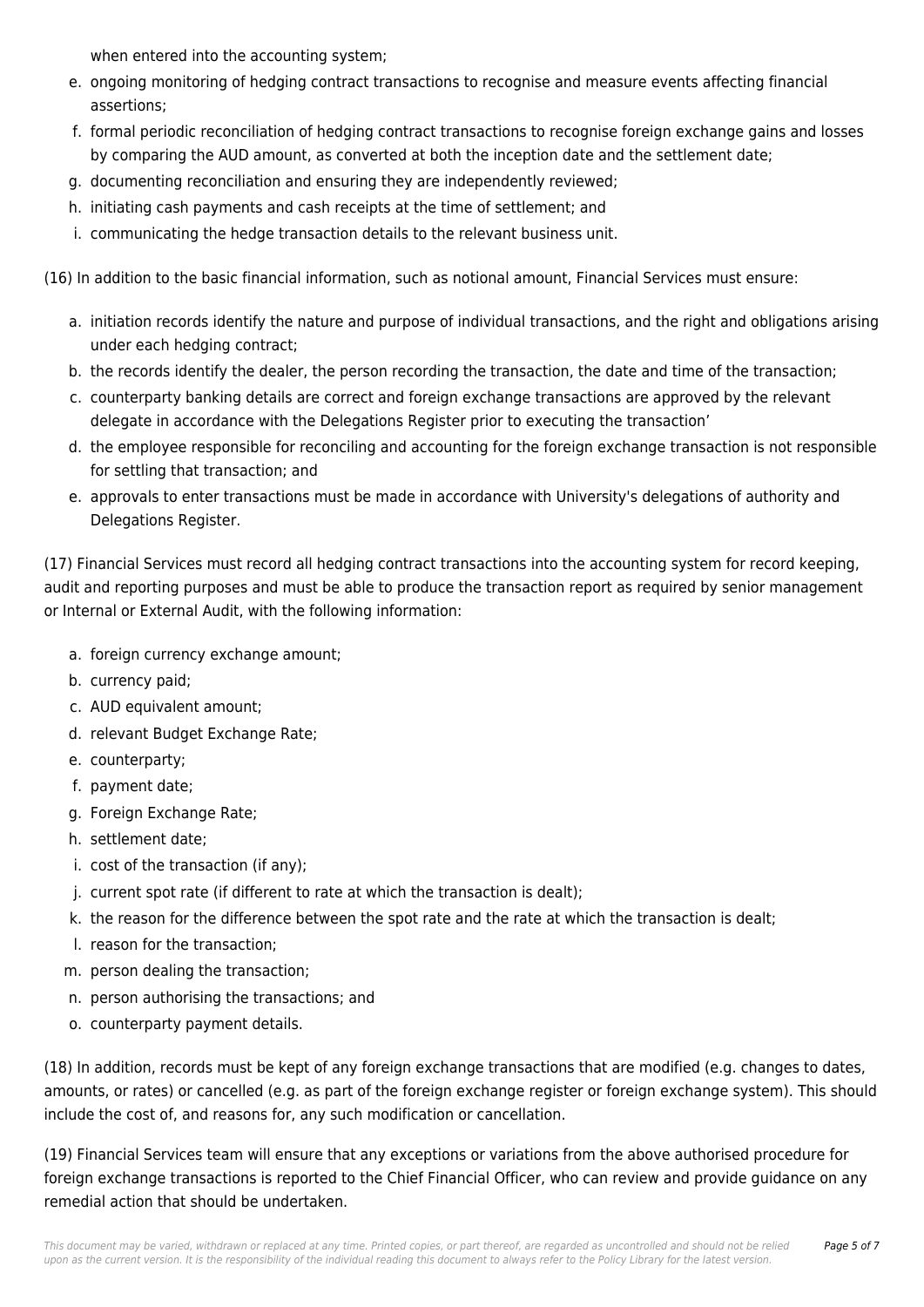when entered into the accounting system;

e. ongoing monitoring of hedging contract transactions to recognise and measure events affecting financial assertions;
f. formal periodic reconciliation of hedging contract transactions to recognise foreign exchange gains and losses by comparing the AUD amount, as converted at both the inception date and the settlement date;
g. documenting reconciliation and ensuring they are independently reviewed;
h. initiating cash payments and cash receipts at the time of settlement; and
i. communicating the hedge transaction details to the relevant business unit.

(16) In addition to the basic financial information, such as notional amount, Financial Services must ensure:

a. initiation records identify the nature and purpose of individual transactions, and the right and obligations arising under each hedging contract;
b. the records identify the dealer, the person recording the transaction, the date and time of the transaction;
c. counterparty banking details are correct and foreign exchange transactions are approved by the relevant delegate in accordance with the Delegations Register prior to executing the transaction'
d. the employee responsible for reconciling and accounting for the foreign exchange transaction is not responsible for settling that transaction; and
e. approvals to enter transactions must be made in accordance with University's delegations of authority and Delegations Register.

(17) Financial Services must record all hedging contract transactions into the accounting system for record keeping, audit and reporting purposes and must be able to produce the transaction report as required by senior management or Internal or External Audit, with the following information:

a. foreign currency exchange amount;
b. currency paid;
c. AUD equivalent amount;
d. relevant Budget Exchange Rate;
e. counterparty;
f. payment date;
g. Foreign Exchange Rate;
h. settlement date;
i. cost of the transaction (if any);
j. current spot rate (if different to rate at which the transaction is dealt);
k. the reason for the difference between the spot rate and the rate at which the transaction is dealt;
l. reason for the transaction;
m. person dealing the transaction;
n. person authorising the transactions; and
o. counterparty payment details.

(18) In addition, records must be kept of any foreign exchange transactions that are modified (e.g. changes to dates, amounts, or rates) or cancelled (e.g. as part of the foreign exchange register or foreign exchange system). This should include the cost of, and reasons for, any such modification or cancellation.

(19) Financial Services team will ensure that any exceptions or variations from the above authorised procedure for foreign exchange transactions is reported to the Chief Financial Officer, who can review and provide guidance on any remedial action that should be undertaken.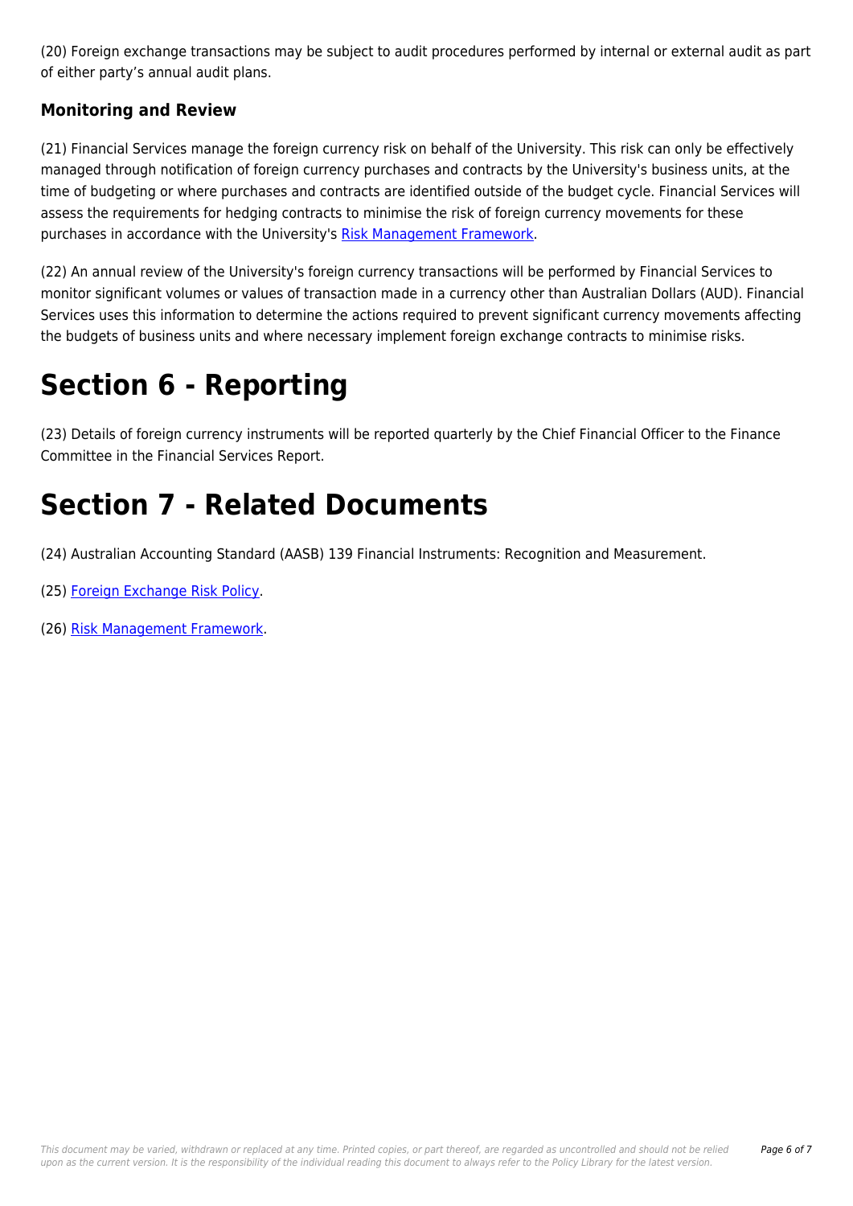(20) Foreign exchange transactions may be subject to audit procedures performed by internal or external audit as part of either party's annual audit plans.

### Monitoring and Review

(21) Financial Services manage the foreign currency risk on behalf of the University. This risk can only be effectively managed through notification of foreign currency purchases and contracts by the University's business units, at the time of budgeting or where purchases and contracts are identified outside of the budget cycle. Financial Services will assess the requirements for hedging contracts to minimise the risk of foreign currency movements for these purchases in accordance with the University's Risk Management Framework.

(22) An annual review of the University's foreign currency transactions will be performed by Financial Services to monitor significant volumes or values of transaction made in a currency other than Australian Dollars (AUD). Financial Services uses this information to determine the actions required to prevent significant currency movements affecting the budgets of business units and where necessary implement foreign exchange contracts to minimise risks.

# Section 6 - Reporting

(23) Details of foreign currency instruments will be reported quarterly by the Chief Financial Officer to the Finance Committee in the Financial Services Report.

# Section 7 - Related Documents

(24) Australian Accounting Standard (AASB) 139 Financial Instruments: Recognition and Measurement.

(25) Foreign Exchange Risk Policy.

(26) Risk Management Framework.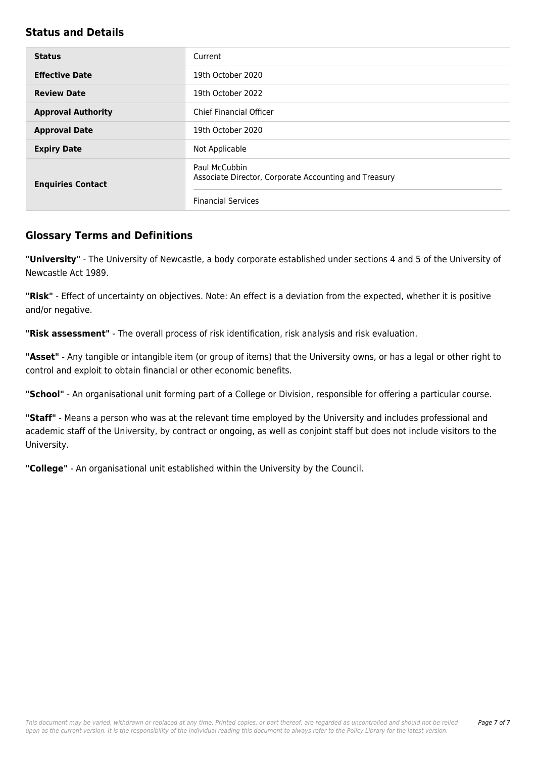## Status and Details

| | |
|---|---|
| **Status** | Current |
| **Effective Date** | 19th October 2020 |
| **Review Date** | 19th October 2022 |
| **Approval Authority** | Chief Financial Officer |
| **Approval Date** | 19th October 2020 |
| **Expiry Date** | Not Applicable |
| **Enquiries Contact** | Paul McCubbin<br>Associate Director, Corporate Accounting and Treasury<br><br>Financial Services |

## Glossary Terms and Definitions

**"University"** - The University of Newcastle, a body corporate established under sections 4 and 5 of the University of Newcastle Act 1989.

**"Risk"** - Effect of uncertainty on objectives. Note: An effect is a deviation from the expected, whether it is positive and/or negative.

**"Risk assessment"** - The overall process of risk identification, risk analysis and risk evaluation.

**"Asset"** - Any tangible or intangible item (or group of items) that the University owns, or has a legal or other right to control and exploit to obtain financial or other economic benefits.

**"School"** - An organisational unit forming part of a College or Division, responsible for offering a particular course.

**"Staff"** - Means a person who was at the relevant time employed by the University and includes professional and academic staff of the University, by contract or ongoing, as well as conjoint staff but does not include visitors to the University.

**"College"** - An organisational unit established within the University by the Council.